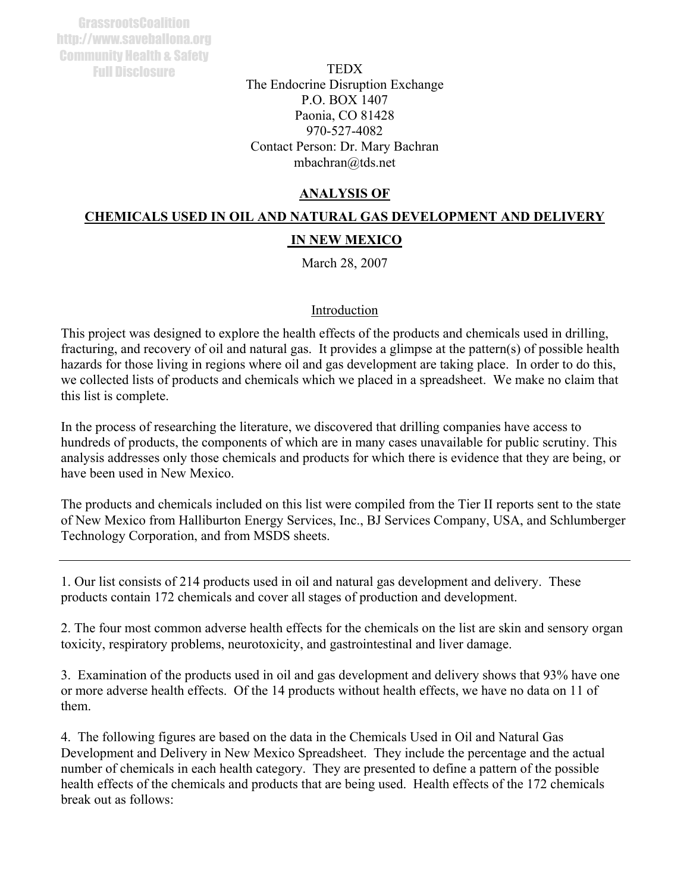GrassrootsCoalition
http://www.saveballona.org
Community Health & Safety
Full Disclosure

TEDX
The Endocrine Disruption Exchange
P.O. BOX 1407
Paonia, CO 81428
970-527-4082
Contact Person: Dr. Mary Bachran
mbachran@tds.net

# ANALYSIS OF CHEMICALS USED IN OIL AND NATURAL GAS DEVELOPMENT AND DELIVERY IN NEW MEXICO

March 28, 2007

## Introduction

This project was designed to explore the health effects of the products and chemicals used in drilling, fracturing, and recovery of oil and natural gas. It provides a glimpse at the pattern(s) of possible health hazards for those living in regions where oil and gas development are taking place. In order to do this, we collected lists of products and chemicals which we placed in a spreadsheet. We make no claim that this list is complete.

In the process of researching the literature, we discovered that drilling companies have access to hundreds of products, the components of which are in many cases unavailable for public scrutiny. This analysis addresses only those chemicals and products for which there is evidence that they are being, or have been used in New Mexico.

The products and chemicals included on this list were compiled from the Tier II reports sent to the state of New Mexico from Halliburton Energy Services, Inc., BJ Services Company, USA, and Schlumberger Technology Corporation, and from MSDS sheets.

---

1. Our list consists of 214 products used in oil and natural gas development and delivery. These products contain 172 chemicals and cover all stages of production and development.

2. The four most common adverse health effects for the chemicals on the list are skin and sensory organ toxicity, respiratory problems, neurotoxicity, and gastrointestinal and liver damage.

3. Examination of the products used in oil and gas development and delivery shows that 93% have one or more adverse health effects. Of the 14 products without health effects, we have no data on 11 of them.

4. The following figures are based on the data in the Chemicals Used in Oil and Natural Gas Development and Delivery in New Mexico Spreadsheet. They include the percentage and the actual number of chemicals in each health category. They are presented to define a pattern of the possible health effects of the chemicals and products that are being used. Health effects of the 172 chemicals break out as follows: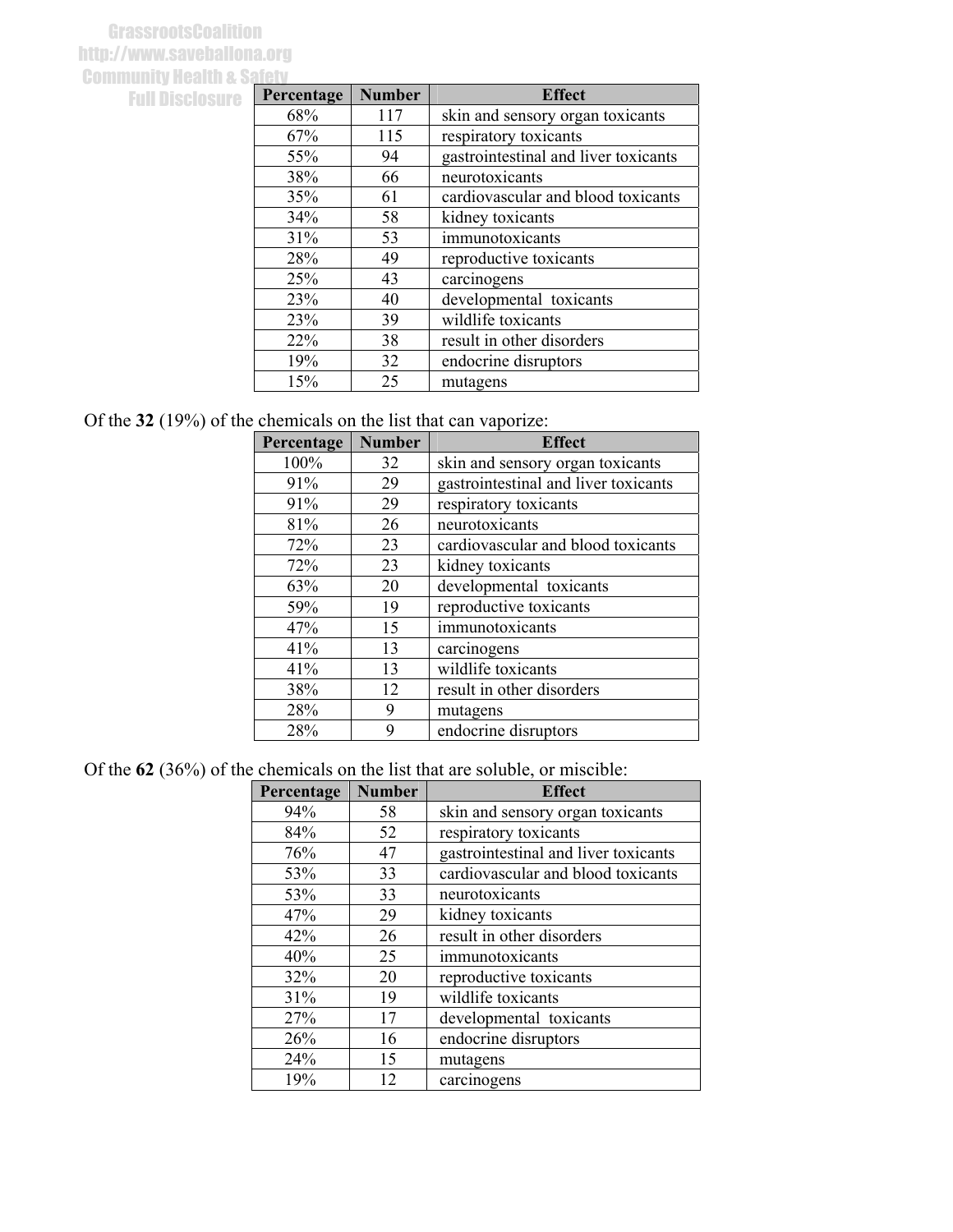| Percentage | Number | Effect |
| --- | --- | --- |
| 68% | 117 | skin and sensory organ toxicants |
| 67% | 115 | respiratory toxicants |
| 55% | 94 | gastrointestinal and liver toxicants |
| 38% | 66 | neurotoxicants |
| 35% | 61 | cardiovascular and blood toxicants |
| 34% | 58 | kidney toxicants |
| 31% | 53 | immunotoxicants |
| 28% | 49 | reproductive toxicants |
| 25% | 43 | carcinogens |
| 23% | 40 | developmental toxicants |
| 23% | 39 | wildlife toxicants |
| 22% | 38 | result in other disorders |
| 19% | 32 | endocrine disruptors |
| 15% | 25 | mutagens |

Of the **32** (19%) of the chemicals on the list that can vaporize:

| Percentage | Number | Effect |
| --- | --- | --- |
| 100% | 32 | skin and sensory organ toxicants |
| 91% | 29 | gastrointestinal and liver toxicants |
| 91% | 29 | respiratory toxicants |
| 81% | 26 | neurotoxicants |
| 72% | 23 | cardiovascular and blood toxicants |
| 72% | 23 | kidney toxicants |
| 63% | 20 | developmental toxicants |
| 59% | 19 | reproductive toxicants |
| 47% | 15 | immunotoxicants |
| 41% | 13 | carcinogens |
| 41% | 13 | wildlife toxicants |
| 38% | 12 | result in other disorders |
| 28% | 9 | mutagens |
| 28% | 9 | endocrine disruptors |

Of the **62** (36%) of the chemicals on the list that are soluble, or miscible:

| Percentage | Number | Effect |
| --- | --- | --- |
| 94% | 58 | skin and sensory organ toxicants |
| 84% | 52 | respiratory toxicants |
| 76% | 47 | gastrointestinal and liver toxicants |
| 53% | 33 | cardiovascular and blood toxicants |
| 53% | 33 | neurotoxicants |
| 47% | 29 | kidney toxicants |
| 42% | 26 | result in other disorders |
| 40% | 25 | immunotoxicants |
| 32% | 20 | reproductive toxicants |
| 31% | 19 | wildlife toxicants |
| 27% | 17 | developmental toxicants |
| 26% | 16 | endocrine disruptors |
| 24% | 15 | mutagens |
| 19% | 12 | carcinogens |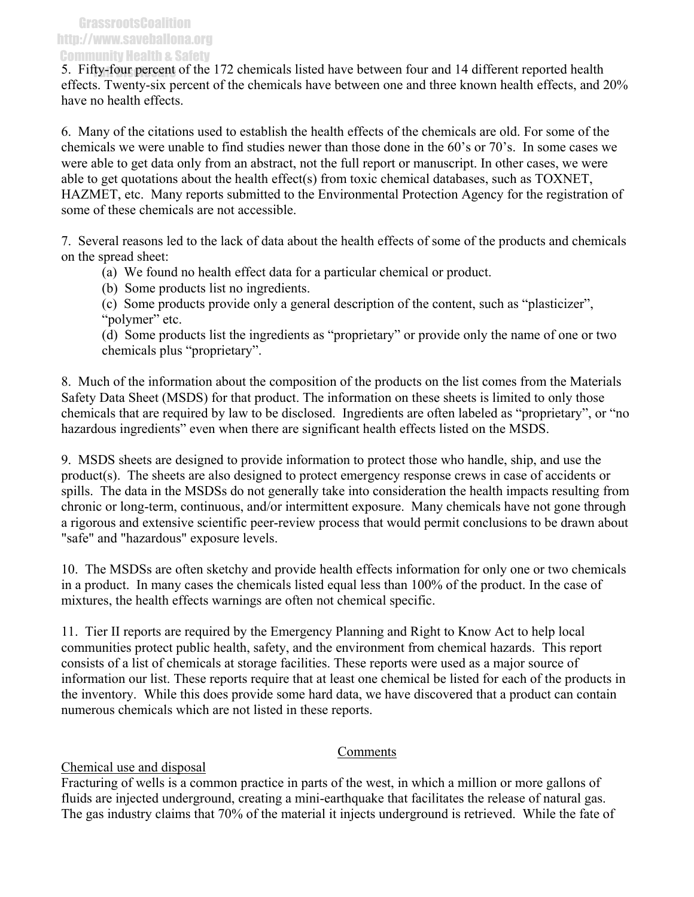5. Fifty-four percent of the 172 chemicals listed have between four and 14 different reported health effects. Twenty-six percent of the chemicals have between one and three known health effects, and 20% have no health effects.

6. Many of the citations used to establish the health effects of the chemicals are old. For some of the chemicals we were unable to find studies newer than those done in the 60's or 70's. In some cases we were able to get data only from an abstract, not the full report or manuscript. In other cases, we were able to get quotations about the health effect(s) from toxic chemical databases, such as TOXNET, HAZMET, etc. Many reports submitted to the Environmental Protection Agency for the registration of some of these chemicals are not accessible.

7. Several reasons led to the lack of data about the health effects of some of the products and chemicals on the spread sheet:

   (a) We found no health effect data for a particular chemical or product.

   (b) Some products list no ingredients.

   (c) Some products provide only a general description of the content, such as "plasticizer", "polymer" etc.

   (d) Some products list the ingredients as "proprietary" or provide only the name of one or two chemicals plus "proprietary".

8. Much of the information about the composition of the products on the list comes from the Materials Safety Data Sheet (MSDS) for that product. The information on these sheets is limited to only those chemicals that are required by law to be disclosed. Ingredients are often labeled as "proprietary", or "no hazardous ingredients" even when there are significant health effects listed on the MSDS.

9. MSDS sheets are designed to provide information to protect those who handle, ship, and use the product(s). The sheets are also designed to protect emergency response crews in case of accidents or spills. The data in the MSDSs do not generally take into consideration the health impacts resulting from chronic or long-term, continuous, and/or intermittent exposure. Many chemicals have not gone through a rigorous and extensive scientific peer-review process that would permit conclusions to be drawn about "safe" and "hazardous" exposure levels.

10. The MSDSs are often sketchy and provide health effects information for only one or two chemicals in a product. In many cases the chemicals listed equal less than 100% of the product. In the case of mixtures, the health effects warnings are often not chemical specific.

11. Tier II reports are required by the Emergency Planning and Right to Know Act to help local communities protect public health, safety, and the environment from chemical hazards. This report consists of a list of chemicals at storage facilities. These reports were used as a major source of information our list. These reports require that at least one chemical be listed for each of the products in the inventory. While this does provide some hard data, we have discovered that a product can contain numerous chemicals which are not listed in these reports.

## Comments

### Chemical use and disposal

Fracturing of wells is a common practice in parts of the west, in which a million or more gallons of fluids are injected underground, creating a mini-earthquake that facilitates the release of natural gas. The gas industry claims that 70% of the material it injects underground is retrieved. While the fate of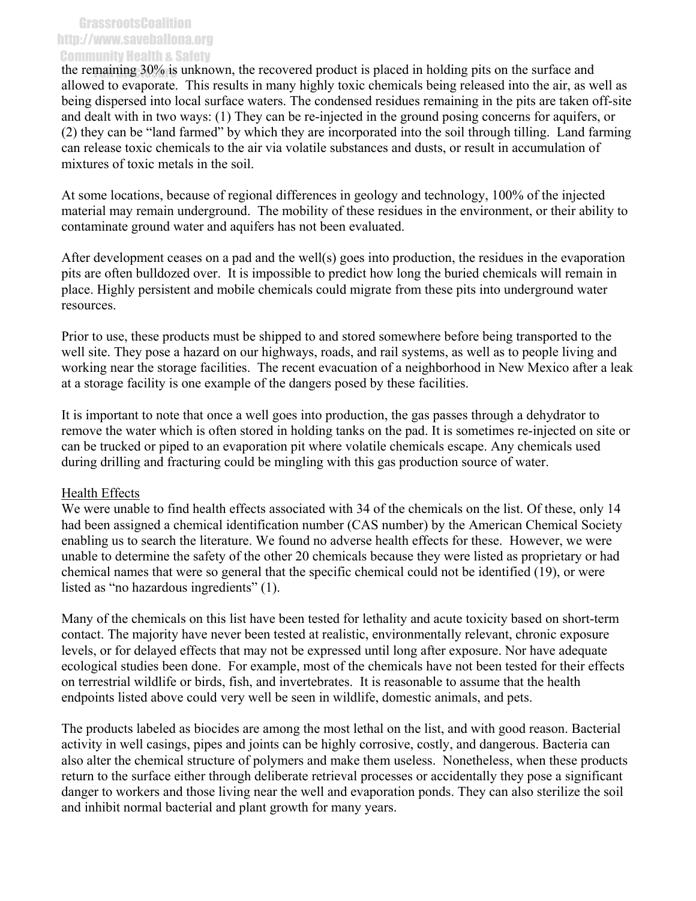the remaining 30% is unknown, the recovered product is placed in holding pits on the surface and allowed to evaporate. This results in many highly toxic chemicals being released into the air, as well as being dispersed into local surface waters. The condensed residues remaining in the pits are taken off-site and dealt with in two ways: (1) They can be re-injected in the ground posing concerns for aquifers, or (2) they can be "land farmed" by which they are incorporated into the soil through tilling. Land farming can release toxic chemicals to the air via volatile substances and dusts, or result in accumulation of mixtures of toxic metals in the soil.

At some locations, because of regional differences in geology and technology, 100% of the injected material may remain underground. The mobility of these residues in the environment, or their ability to contaminate ground water and aquifers has not been evaluated.

After development ceases on a pad and the well(s) goes into production, the residues in the evaporation pits are often bulldozed over. It is impossible to predict how long the buried chemicals will remain in place. Highly persistent and mobile chemicals could migrate from these pits into underground water resources.

Prior to use, these products must be shipped to and stored somewhere before being transported to the well site. They pose a hazard on our highways, roads, and rail systems, as well as to people living and working near the storage facilities. The recent evacuation of a neighborhood in New Mexico after a leak at a storage facility is one example of the dangers posed by these facilities.

It is important to note that once a well goes into production, the gas passes through a dehydrator to remove the water which is often stored in holding tanks on the pad. It is sometimes re-injected on site or can be trucked or piped to an evaporation pit where volatile chemicals escape. Any chemicals used during drilling and fracturing could be mingling with this gas production source of water.

## Health Effects

We were unable to find health effects associated with 34 of the chemicals on the list. Of these, only 14 had been assigned a chemical identification number (CAS number) by the American Chemical Society enabling us to search the literature. We found no adverse health effects for these. However, we were unable to determine the safety of the other 20 chemicals because they were listed as proprietary or had chemical names that were so general that the specific chemical could not be identified (19), or were listed as "no hazardous ingredients" (1).

Many of the chemicals on this list have been tested for lethality and acute toxicity based on short-term contact. The majority have never been tested at realistic, environmentally relevant, chronic exposure levels, or for delayed effects that may not be expressed until long after exposure. Nor have adequate ecological studies been done. For example, most of the chemicals have not been tested for their effects on terrestrial wildlife or birds, fish, and invertebrates. It is reasonable to assume that the health endpoints listed above could very well be seen in wildlife, domestic animals, and pets.

The products labeled as biocides are among the most lethal on the list, and with good reason. Bacterial activity in well casings, pipes and joints can be highly corrosive, costly, and dangerous. Bacteria can also alter the chemical structure of polymers and make them useless. Nonetheless, when these products return to the surface either through deliberate retrieval processes or accidentally they pose a significant danger to workers and those living near the well and evaporation ponds. They can also sterilize the soil and inhibit normal bacterial and plant growth for many years.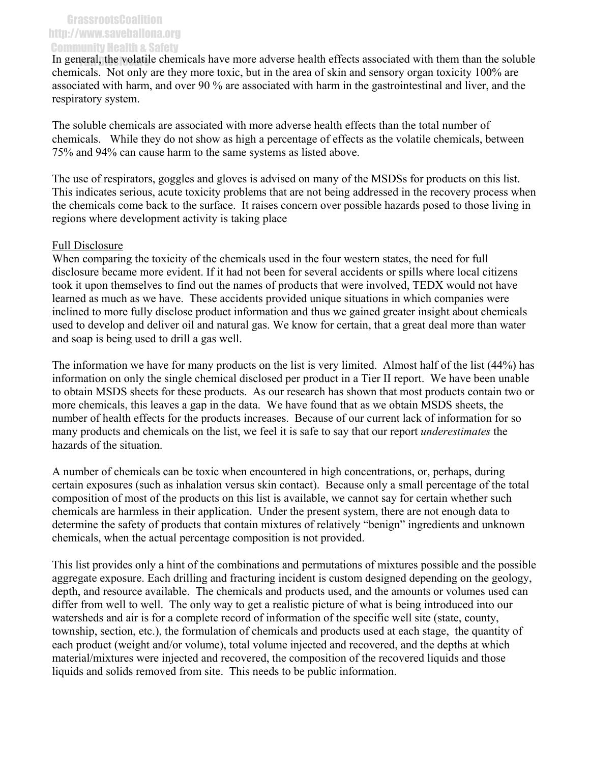In general, the volatile chemicals have more adverse health effects associated with them than the soluble chemicals. Not only are they more toxic, but in the area of skin and sensory organ toxicity 100% are associated with harm, and over 90 % are associated with harm in the gastrointestinal and liver, and the respiratory system.

The soluble chemicals are associated with more adverse health effects than the total number of chemicals. While they do not show as high a percentage of effects as the volatile chemicals, between 75% and 94% can cause harm to the same systems as listed above.

The use of respirators, goggles and gloves is advised on many of the MSDSs for products on this list. This indicates serious, acute toxicity problems that are not being addressed in the recovery process when the chemicals come back to the surface. It raises concern over possible hazards posed to those living in regions where development activity is taking place

Full Disclosure

When comparing the toxicity of the chemicals used in the four western states, the need for full disclosure became more evident. If it had not been for several accidents or spills where local citizens took it upon themselves to find out the names of products that were involved, TEDX would not have learned as much as we have. These accidents provided unique situations in which companies were inclined to more fully disclose product information and thus we gained greater insight about chemicals used to develop and deliver oil and natural gas. We know for certain, that a great deal more than water and soap is being used to drill a gas well.

The information we have for many products on the list is very limited. Almost half of the list (44%) has information on only the single chemical disclosed per product in a Tier II report. We have been unable to obtain MSDS sheets for these products. As our research has shown that most products contain two or more chemicals, this leaves a gap in the data. We have found that as we obtain MSDS sheets, the number of health effects for the products increases. Because of our current lack of information for so many products and chemicals on the list, we feel it is safe to say that our report *underestimates* the hazards of the situation.

A number of chemicals can be toxic when encountered in high concentrations, or, perhaps, during certain exposures (such as inhalation versus skin contact). Because only a small percentage of the total composition of most of the products on this list is available, we cannot say for certain whether such chemicals are harmless in their application. Under the present system, there are not enough data to determine the safety of products that contain mixtures of relatively "benign" ingredients and unknown chemicals, when the actual percentage composition is not provided.

This list provides only a hint of the combinations and permutations of mixtures possible and the possible aggregate exposure. Each drilling and fracturing incident is custom designed depending on the geology, depth, and resource available. The chemicals and products used, and the amounts or volumes used can differ from well to well. The only way to get a realistic picture of what is being introduced into our watersheds and air is for a complete record of information of the specific well site (state, county, township, section, etc.), the formulation of chemicals and products used at each stage, the quantity of each product (weight and/or volume), total volume injected and recovered, and the depths at which material/mixtures were injected and recovered, the composition of the recovered liquids and those liquids and solids removed from site. This needs to be public information.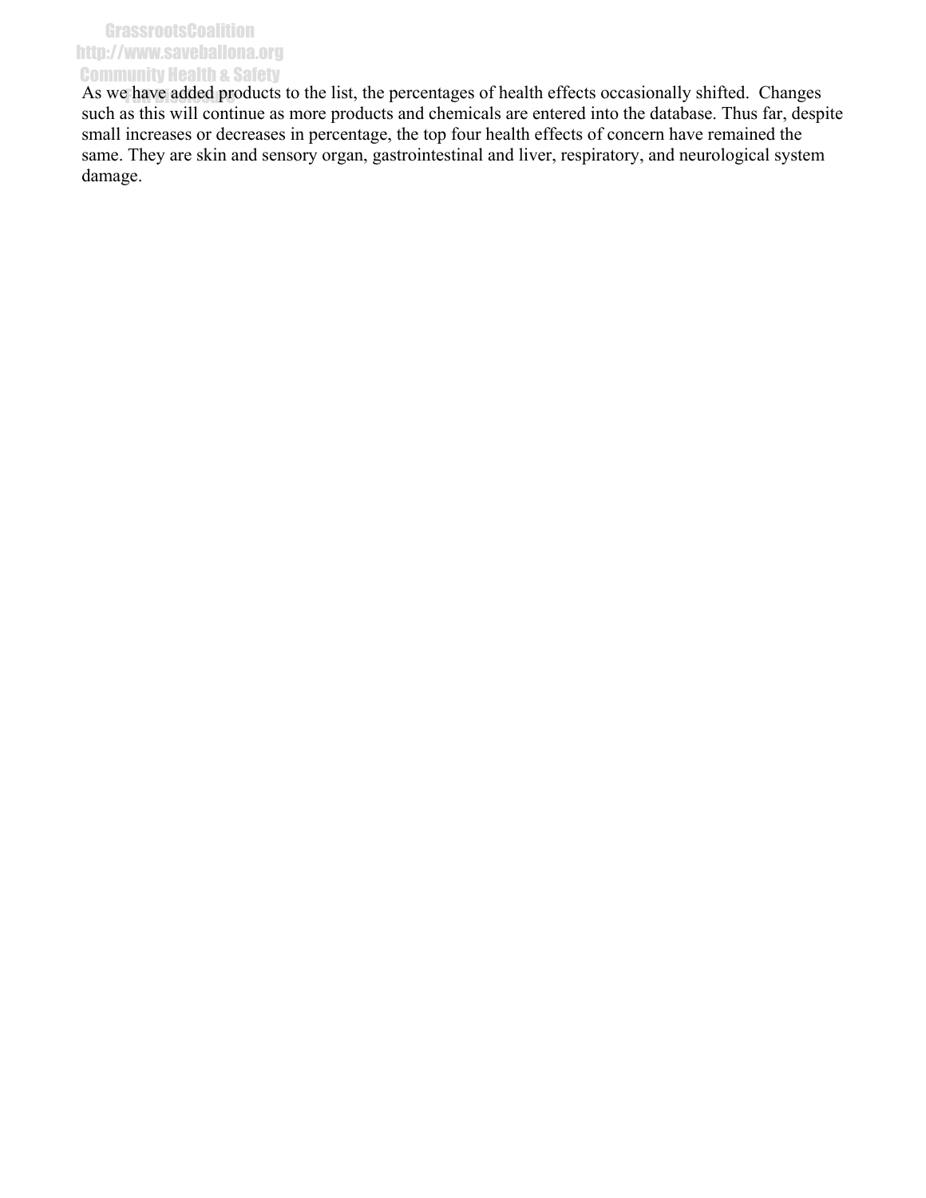As we have added products to the list, the percentages of health effects occasionally shifted. Changes such as this will continue as more products and chemicals are entered into the database. Thus far, despite small increases or decreases in percentage, the top four health effects of concern have remained the same. They are skin and sensory organ, gastrointestinal and liver, respiratory, and neurological system damage.